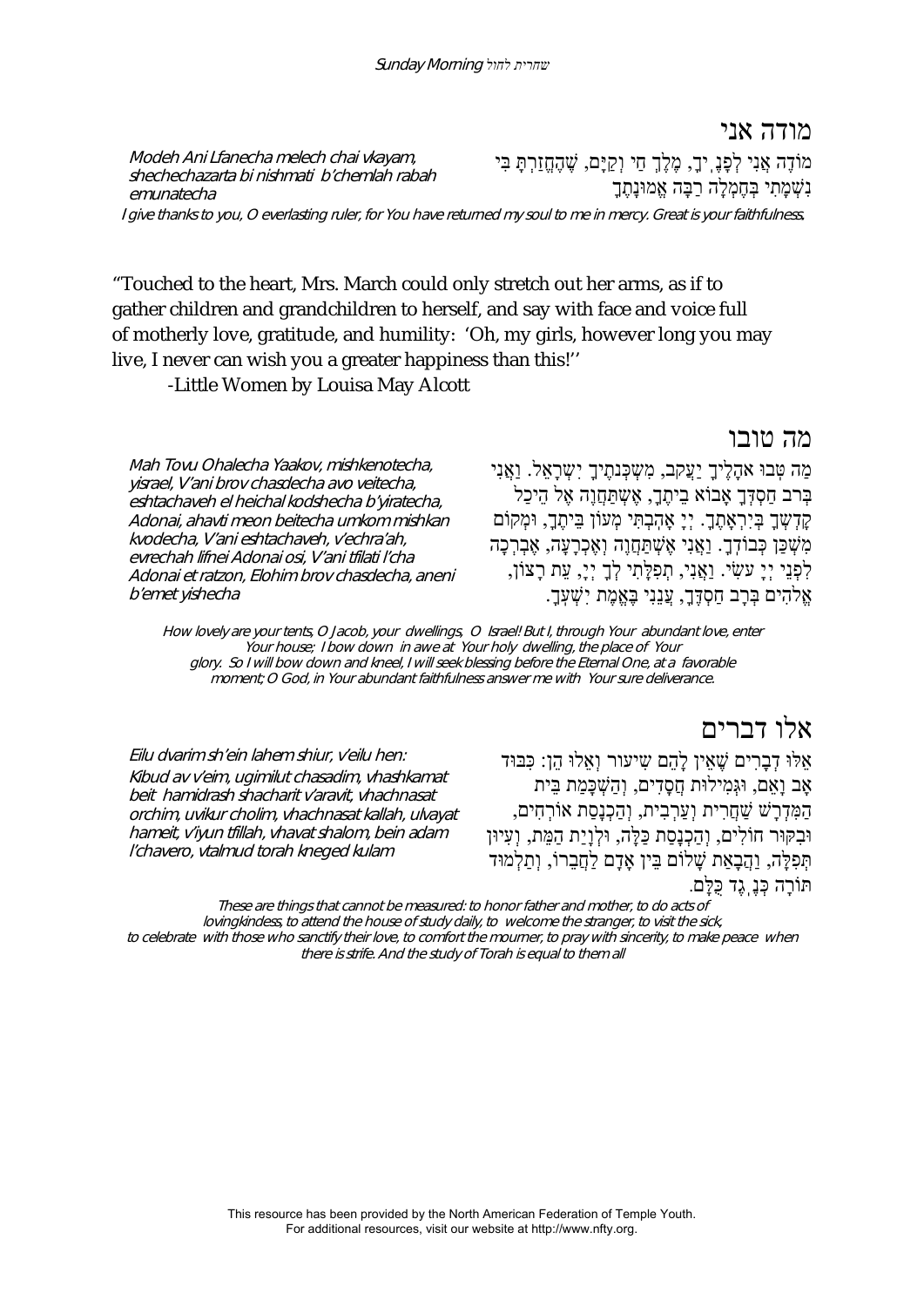## מודה אני

מוֹדֶה אֲנִי לְפָנֶךָ, יְיָ, מֶלֶךְ חַי וְקַיָּם, שֶׁהֶחֱזַרְתָּ בִּי נִשְׁמָתִי בְּחֶמְלָה רַבָּה אֱמוּנָתֶךָ

*Modeh Ani Lfanecha melech chai vkayam, shechechazarta bi nishmati b'chemlah rabah emunatecha*

*I give thanks to you, O everlasting ruler, for You have returned my soul to me in mercy. Great is your faithfulness.*

"Touched to the heart, Mrs. March could only stretch out her arms, as if to gather children and grandchildren to herself, and say with face and voice full of motherly love, gratitude, and humility: 'Oh, my girls, however long you may live, I never can wish you a greater happiness than this!''

-Little Women by Louisa May Alcott

## מה טובו

מַה טֹּבוּ אהָלֶיךָ יַעֲקב, מִשְׁכְּנתֶיךָ יִשְׂרָאֵל. וַאֲנִי בְּרב חַסְדְּךָ אָבוֹא בֵיתֶךָ, אֶשְׁתַּחֲוֶה אֶל הֵיכַל קָדְשְׁךָ בְּיִרְאָתֶךָ. יְיָ אָהַבְתִּי מְעוֹן בֵּיתֶךָ, וּמְקוֹם מִשְׁכַּן כְּבוֹדֶךָ. וַאֲנִי אֶשְׁתַּחֲוֶה וְאֶכְרָעָה, אֶבְרְכָה לִפְנֵי יְיָ עשִׂי. וַאֲנִי, תְפִלָּתִי לְךָ יְיָ, עֵת רָצוֹן, אֱלֹהִים בְּרָב חַסְדֶּךָ, עֲנֵנִי בֶּאֱמֶת יִשְׁעֶךָ.

*Mah Tovu Ohalecha Yaakov, mishkenotecha, yisrael, V'ani brov chasdecha avo veitecha, eshtachaveh el heichal kodshecha b'yiratecha, Adonai, ahavti meon beitecha umkom mishkan kvodecha, V'ani eshtachaveh, v'echra'ah, evrechah lifnei Adonai osi, V'ani tfilati l'cha Adonai et ratzon, Elohim brov chasdecha, aneni b'emet yishecha*

*How lovely are your tents, O Jacob, your dwellings, O Israel! But I, through Your abundant love, enter Your house; I bow down in awe at Your holy dwelling, the place of Your glory. So I will bow down and kneel, I will seek blessing before the Eternal One, at a favorable moment; O God, in Your abundant faithfulness answer me with Your sure deliverance.*

## אלו דברים

אֵלּוּ דְבָרִים שֶׁאֵין לָהֶם שִׁיעוּר וְאֵלוּ הֵן: כִּבּוּד אָב וָאֵם, וּגְמִילוּת חֲסָדִים, וְהַשְׁכָּמַת בֵּית הַמִּדְרָשׁ שַׁחֲרִית וְעַרְבִית, וְהַכְנָסַת אוֹרְחִים, וּבִקּוּר חוֹלִים, וְהַכְנָסַת כַּלָּה, וּלְוָיַת הַמֵּת, וְעִיּוּן תְּפִלָּה, וַהֲבָאַת שָׁלוֹם בֵּין אָדָם לַחֲבֵרוֹ, וְתַלְמוּד תּוֹרָה כְּנֶגֶד כֻּלָּם.

*Eilu dvarim sh'ein lahem shiur, v'eilu hen: Kibud av v'eim, ugimilut chasadim, vhashkamat beit hamidrash shacharit v'aravit, vhachnasat orchim, uvikur cholim, vhachnasat kallah, ulvayat hameit, v'iyun tfillah, vhavat shalom, bein adam l'chavero, vtalmud torah kneged kulam*

*These are things that cannot be measured: to honor father and mother, to do acts of lovingkindess, to attend the house of study daily, to welcome the stranger, to visit the sick, to celebrate with those who sanctify their love, to comfort the mourner, to pray with sincerity, to make peace when there is strife. And the study of Torah is equal to them all*

This resource has been provided by the North American Federation of Temple Youth. For additional resources, visit our website at http://www.nfty.org.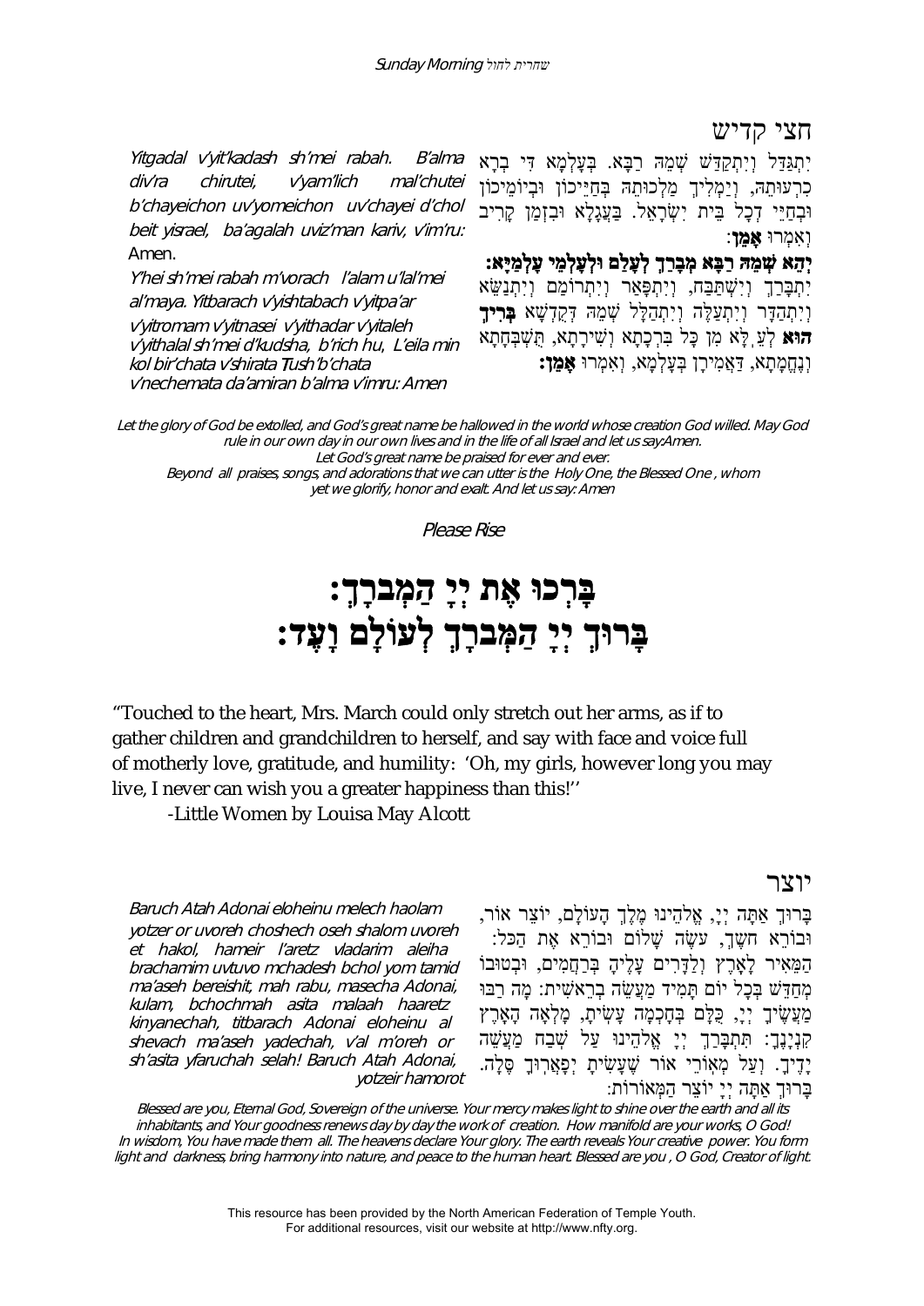## חצי קדיש

יִתְגַּדַּל וְיִתְקַדַּשׁ שְׁמֵהּ רַבָּא. בְּעָלְמָא דִּי בְרָא כִרְעוּתֵהּ, וְיַמְלִיךְ מַלְכוּתֵהּ בְּחַיֵּיכוֹן וּבְיוֹמֵיכוֹן וּבְחַיֵּי דְכָל בֵּית יִשְׂרָאֵל. בַּעֲגָלָא וּבִזְמַן קָרִיב וְאִמְרוּ **אָמֵן**:

**יְהֵא שְׁמֵהּ רַבָּא מְבָרַךְ לְעָלַם וּלְעָלְמֵי עָלְמַיָּא:**

יִתְבָּרַךְ וְיִשְׁתַּבַּח, וְיִתְפָּאַר וְיִתְרוֹמַם וְיִתְנַשֵּׂא וְיִתְהַדָּר וְיִתְעַלֶּה וְיִתְהַלָּל שְׁמֵהּ דְּקֻדְשָׁא **בְּרִיךְ הוּא** לְעֵלָּא מִן כָּל בִּרְכָתָא וְשִׁירָתָא, תֻּשְׁבְּחָתָא וְנֶחֱמָתָא, דַּאֲמִירָן בְּעָלְמָא, וְאִמְרוּ **אָמֵן:**

*Yitgadal v'yit'kadash sh'mei rabah. B'alma div'ra chirutei, v'yam'lich mal'chutei b'chayeichon uv'yomeichon uv'chayei d'chol beit yisrael, ba'agalah uviz'man kariv, v'im'ru:* Amen.

*Y'hei sh'mei rabah m'vorach l'alam u'lal'mei al'maya. Yitbarach v'yishtabach v'yitpa'ar v'yitromam v'yitnasei v'yithadar v'yitaleh v'yithalal sh'mei d'kudsha, b'rich hu, L'eila min kol bir'chata v'shirata Tush'b'chata v'nechemata da'amiran b'alma v'imru: Amen*

*Let the glory of God be extolled, and God's great name be hallowed in the world whose creation God willed. May God rule in our own day in our own lives and in the life of all Israel and let us say:Amen.*
*Let God's great name be praised for ever and ever.*
*Beyond all praises, songs, and adorations that we can utter is the Holy One, the Blessed One , whom yet we glorify, honor and exalt. And let us say: Amen*

*Please Rise*

# בָּרְכוּ אֶת יְיָ הַמְבֹרָךְ:
# בָּרוּךְ יְיָ הַמְּבֹרָךְ לְעוֹלָם וָעֶד:

"Touched to the heart, Mrs. March could only stretch out her arms, as if to gather children and grandchildren to herself, and say with face and voice full of motherly love, gratitude, and humility: 'Oh, my girls, however long you may live, I never can wish you a greater happiness than this!''

-Little Women by Louisa May Alcott

## יוצר

בָּרוּךְ אַתָּה יְיָ, אֱלֹהֵינוּ מֶלֶךְ הָעוֹלָם, יוֹצֵר אוֹר, וּבוֹרֵא חשֶׁךְ, עשֶׂה שָׁלוֹם וּבוֹרֵא אֶת הַכּל: הַמֵּאִיר לָאָרֶץ וְלַדָּרִים עָלֶיהָ בְּרַחֲמִים, וּבְטוּבוֹ מְחַדֵּשׁ בְּכָל יוֹם תָּמִיד מַעֲשֵׂה בְרֵאשִׁית: מָה רַבּוּ מַעֲשֶׂיךָ יְיָ, כֻּלָּם בְּחָכְמָה עָשִׂיתָ, מָלְאָה הָאָרֶץ קִנְיָנֶךָ: תִּתְבָּרַךְ יְיָ אֱלֹהֵינוּ עַל שֶׁבַח מַעֲשֵׂה יָדֶיךָ. וְעַל מְאוֹרֵי אוֹר שֶׁעָשִׂיתָ יְפָאֲרוּךָ סֶּלָה. בָּרוּךְ אַתָּה יְיָ יוֹצֵר הַמְּאוֹרוֹת:

*Baruch Atah Adonai eloheinu melech haolam yotzer or uvoreh choshech oseh shalom uvoreh et hakol, hameir l'aretz vladarim aleiha brachamim uvtuvo mchadesh bchol yom tamid ma'aseh bereishit, mah rabu, masecha Adonai, kulam, bchochmah asita malaah haaretz kinyanechah, titbarach Adonai eloheinu al shevach ma'aseh yadechah, v'al m'oreh or sh'asita yfaruchah selah! Baruch Atah Adonai, yotzeir hamorot*

*Blessed are you, Eternal God, Sovereign of the universe. Your mercy makes light to shine over the earth and all its inhabitants, and Your goodness renews day by day the work of creation. How manifold are your works, O God! In wisdom, You have made them all. The heavens declare Your glory. The earth reveals Your creative power. You form light and darkness, bring harmony into nature, and peace to the human heart. Blessed are you , O God, Creator of light.*

This resource has been provided by the North American Federation of Temple Youth.
For additional resources, visit our website at http://www.nfty.org.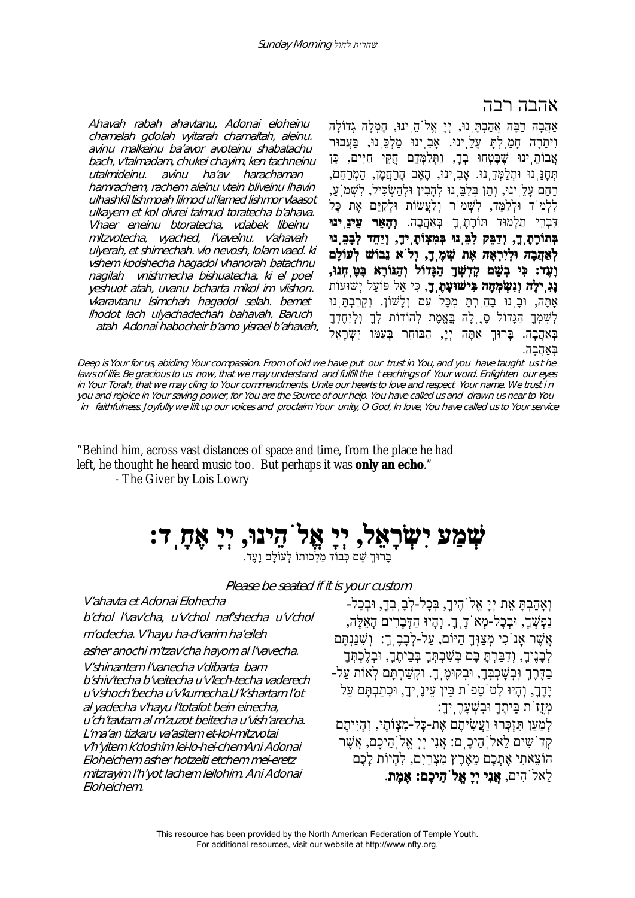## אהבה רבה

אַהֲבָה רַבָּה אֲהַבְתָּנוּ, יְיָ אֱלֹהֵינוּ, חֶמְלָה גְדוֹלָה וִיתֵרָה חָמַלְתָּ עָלֵינוּ. אָבִינוּ מַלְכֵּנוּ, בַּעֲבוּר אֲבוֹתֵינוּ שֶׁבָּטְחוּ בְךָ, וַתְּלַמְּדֵם חֻקֵּי חַיִּים, כֵּן תְּחָנֵּנוּ וּתְלַמְּדֵנוּ. אָבִינוּ, הָאָב הָרַחֲמָן, הַמְרַחֵם, רַחֵם עָלֵינוּ, וְתֵן בְּלִבֵּנוּ לְהָבִין וּלְהַשְׂכִּיל, לִשְׁמֹעַ, לִלְמֹד וּלְלַמֵּד, לִשְׁמֹר וְלַעֲשׂוֹת וּלְקַיֵּם אֶת כָּל דִּבְרֵי תַלְמוּד תּוֹרָתֶךָ בְּאַהֲבָה. **וְהָאֵר עֵינֵינוּ בְּתוֹרָתֶךָ, וְדַבֵּק לִבֵּנוּ בְּמִצְוֹתֶיךָ, וְיַחֵד לְבָבֵנוּ לְאַהֲבָה וּלְיִרְאָה אֶת שְׁמֶךָ, וְלֹא נֵבוֹשׁ לְעוֹלָם וָעֶד: כִּי בְשֵׁם קָדְשְׁךָ הַגָּדוֹל וְהַנּוֹרָא בָּטָחְנוּ, נָגִילָה וְנִשְׂמְחָה בִּישׁוּעָתֶךָ**, כִּי אֵל פּוֹעֵל יְשׁוּעוֹת אָתָּה, וּבָנוּ בָחַרְתָּ מִכָּל עַם וְלָשׁוֹן. וְקֵרַבְתָּנוּ לְשִׁמְךָ הַגָּדוֹל סֶלָה בֶּאֱמֶת לְהוֹדוֹת לְךָ וּלְיַחֶדְךָ בְּאַהֲבָה. בָּרוּךְ אַתָּה יְיָ, הַבּוֹחֵר בְּעַמּוֹ יִשְׂרָאֵל בְּאַהֲבָה.

*Ahavah rabah ahavtanu, Adonai eloheinu chamelah gdolah vyitarah chamaltah, aleinu. avinu malkeinu ba'avor avoteinu shabatachu bach, v'talmadam, chukei chayim, ken tachneinu utalmideinu. avinu ha'av harachaman hamrachem, rachem aleinu vtein bliveinu lhavin ulhashkil lishmoah lilmod ul'lamed lishmor vlaasot ulkayem et kol divrei talmud toratecha b'ahava. Vhaer eneinu btoratecha, vdabek libeinu mitzvotecha, vyached, l'vaveinu. v'ahavah ulyerah, et shimechah. vlo nevosh, lolam vaed. ki vshem kodshecha hagadol vhanorah batachnu nagilah vnishmecha bishuatecha. ki el poel yeshuot atah, uvanu bcharta mikol im vlishon. vkaravtanu lsimchah hagadol selah. bemet lhodot lach ulyachadechah bahavah. Baruch atah Adonai habocheir b'amo yisrael b'ahavah.*

*Deep is Your for us, abiding Your compassion. From of old we have put our trust in You, and you have taught us the laws of life. Be gracious to us now, that we may understand and fulfill the teachings of Your word. Enlighten our eyes in Your Torah, that we may cling to Your commandments. Unite our hearts to love and respect Your name. We trust in you and rejoice in Your saving power, for You are the Source of our help. You have called us and drawn us near to You in faithfulness. Joyfully we lift up our voices and proclaim Your unity, O God, In love, You have called us to Your service*

"Behind him, across vast distances of space and time, from the place he had left, he thought he heard music too. But perhaps it was **only an echo**."
- The Giver by Lois Lowry

# שְׁמַע יִשְׂרָאֵל, יְיָ אֱלֹהֵינוּ, יְיָ אֶחָד:

בָּרוּךְ שֵׁם כְּבוֹד מַלְכוּתוֹ לְעוֹלָם וָעֶד.

*Please be seated if it is your custom*

וְאָהַבְתָּ אֵת יְיָ אֱלֹהֶיךָ, בְּכָל-לְבָבְךָ, וּבְכָל-נַפְשְׁךָ, וּבְכָל-מְאֹדֶךָ. וְהָיוּ הַדְּבָרִים הָאֵלֶּה, אֲשֶׁר אָנֹכִי מְצַוְּךָ הַיּוֹם, עַל-לְבָבֶךָ: וְשִׁנַּנְתָּם לְבָנֶיךָ, וְדִבַּרְתָּ בָּם בְּשִׁבְתְּךָ בְּבֵיתֶךָ, וּבְלֶכְתְּךָ בַדֶּרֶךְ וּבְשָׁכְבְּךָ, וּבְקוּמֶךָ. וּקְשַׁרְתָּם לְאוֹת עַל-יָדֶךָ, וְהָיוּ לְטֹטָפֹת בֵּין עֵינֶיךָ, וּכְתַבְתָּם עַל מְזֻזֹת בֵּיתֶךָ וּבִשְׁעָרֶיךָ:
לְמַעַן תִּזְכְּרוּ וַעֲשִׂיתֶם אֶת-כָּל-מִצְוֹתָי, וִהְיִיתֶם קְדֹשִׁים לֵאלֹהֵיכֶם: אֲנִי יְיָ אֱלֹהֵיכֶם, אֲשֶׁר הוֹצֵאתִי אֶתְכֶם מֵאֶרֶץ מִצְרַיִם, לִהְיוֹת לָכֶם לֵאלֹהִים, **אֲנִי יְיָ אֱלֹהֵיכֶם: אֱמֶת**.

*V'ahavta et Adonai Elohecha b'chol l'vav'cha, u'v'chol naf'shecha u'v'chol m'odecha. V'hayu ha-d'varim ha'eileh asher anochi m'tzav'cha hayom al l'vavecha. V'shinantem l'vanecha v'dibarta bam b'shiv'techa b'veitecha u'v'lech-techa vaderech u'v'shoch'becha u'v'kumecha.U'k'shartam l'ot al yadecha v'hayu l'totafot bein einecha, u'ch'tavtam al m'zuzot beitecha u'vish'arecha. L'ma'an tizkeru va'asitem et-kol-mitzvotai v'h'yitem k'doshim lei-lo-hei-chemAni Adonai Eloheichem asher hotzeiti etchem mei-eretz mitzrayim l'h'yot lachem leilohim. Ani Adonai Eloheichem.*

This resource has been provided by the North American Federation of Temple Youth. For additional resources, visit our website at http://www.nfty.org.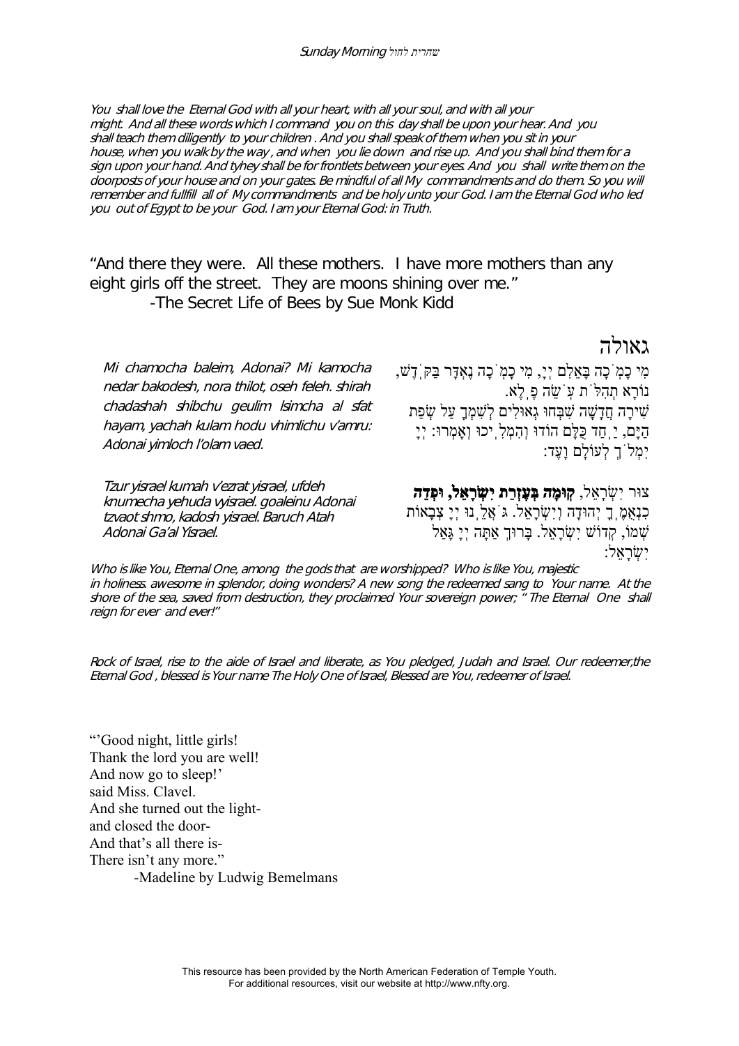*You shall love the Eternal God with all your heart, with all your soul, and with all your might. And all these words which I command you on this day shall be upon your hear. And you shall teach them diligently to your children . And you shall speak of them when you sit in your house, when you walk by the way , and when you lie down and rise up. And you shall bind them for a sign upon your hand. And tyhey shall be for frontlets between your eyes. And you shall write them on the doorposts of your house and on your gates. Be mindful of all My commandments and do them. So you will remember and fullfill all of My commandments and be holy unto your God. I am the Eternal God who led you out of Egypt to be your God. I am your Eternal God: in Truth.*

"And there they were. All these mothers. I have more mothers than any eight girls off the street. They are moons shining over me."
-The Secret Life of Bees by Sue Monk Kidd

# גאולה

מִי כָמֹ֫כָה בָּאֵלִם יְיָ, מִי כָּמֹ֫כָה נֶאְדָּר בַּקֹּ֫דֶשׁ, נוֹרָא תְהִלֹּ֫ת עֹ֫שֵׂה פֶ֫לֶא.
שִׁירָה חֲדָשָׁה שִׁבְּחוּ גְאוּלִים לְשִׁמְךָ עַל שְׂפַת הַיָּם, יַ֫חַד כֻּלָּם הוֹדוּ וְהִמְלִ֫יכוּ וְאָמְרוּ: יְיָ יִמְלֹ֫ךְ לְעוֹלָם וָעֶד:

*Mi chamocha baleim, Adonai? Mi kamocha nedar bakodesh, nora thilot, oseh feleh. shirah chadashah shibchu geulim lsimcha al sfat hayam, yachah kulam hodu vhimlichu v'amru: Adonai yimloch l'olam vaed.*

צוּר יִשְׂרָאֵל, **קוּמָה בְּעֶזְרַת יִשְׂרָאֵל, וּפְדֵה** כִנְאֻמֶ֫ךָ יְהוּדָה וְיִשְׂרָאֵל. גֹּ֫אֲלֵ֫נוּ יְיָ צְבָאוֹת שְׁמוֹ, קְדוֹשׁ יִשְׂרָאֵל. בָּרוּךְ אַתָּה יְיָ גָּאַל יִשְׂרָאֵל:

*Tzur yisrael kumah v'ezrat yisrael, ufdeh knumecha yehuda vyisrael. goaleinu Adonai tzvaot shmo, kadosh yisrael. Baruch Atah Adonai Ga'al Yisrael.*

*Who is like You, Eternal One, among the gods that are worshipped? Who is like You, majestic in holiness. awesome in splendor, doing wonders? A new song the redeemed sang to Your name. At the shore of the sea, saved from destruction, they proclaimed Your sovereign power; " The Eternal One shall reign for ever and ever!"*

*Rock of Israel, rise to the aide of Israel and liberate, as You pledged, Judah and Israel. Our redeemer,the Eternal God , blessed is Your name The Holy One of Israel, Blessed are You, redeemer of Israel.*

"'Good night, little girls!
Thank the lord you are well!
And now go to sleep!'
said Miss. Clavel.
And she turned out the light-
and closed the door-
And that's all there is-
There isn't any more."
-Madeline by Ludwig Bemelmans

This resource has been provided by the North American Federation of Temple Youth.
For additional resources, visit our website at http://www.nfty.org.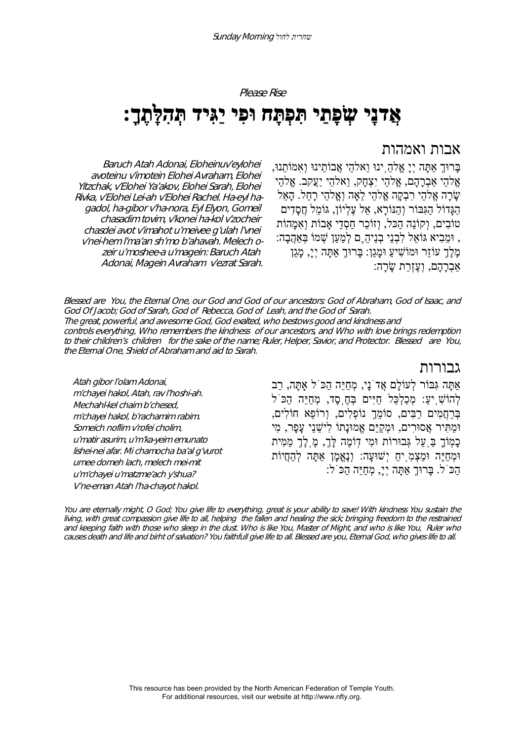*Please Rise*

# אֲדנָי שְׂפָתַי תִּפְתָּח וּפִי יַגִּיד תְּהִלָּתֶךָ:

## אבות ואמהות

בָּרוּךְ אַתָּה יְיָ אֱלֹהֵ ינוּ וֵאלֹהֵי אֲבוֹתֵינוּ וְאִמּוֹתֵנוּ, אֱלֹהֵי אַבְרָהָם, אֱלֹהֵי יִצְחָק, וֵאלֹהֵי יַעֲקֹב. אֱלֹהֵי שָׂרָה אֱלֹהֵי רִבְקָה אֱלֹהֵי לֵאָה וֵאלֹהֵי רָחֵל. הָאֵל הַגָּדוֹל הַגִּבּוֹר וְהַנּוֹרָא, אֵל עֶלְיוֹן, גּוֹמֵל חֲסָדִים טוֹבִים, וְקוֹנֵה הַכֹּל, וְזוֹכֵר חַסְדֵי אָבוֹת וְאִמָּהוֹת , וּמֵבִיא גּוֹאֵל לִבְנֵי בְנֵיהֶ ם לְמַעַן שְׁמוֹ בְּאַהֲבָה: מֶלֶךְ עוֹזֵר וּמוֹשִׁיעַ וּמָגֵן: בָּרוּךְ אַתָּה יְיָ, מָגֵן אַבְרָהָם, וְעֶזְרַת שָׂרָה:

*Baruch Atah Adonai, Eloheinu'v'eylohei avoteinu v'imotein Elohei Avraham, Elohei Yitzchak, v'Elohei Ya'akov, Elohei Sarah, Elohei Rivka, v'Elohei Lei-ah v'Elohei Rachel. Ha-eyl ha-gadol, ha-gibor v'ha-nora, Eyl Elyon, Gomeil chasadim tovim, v'konei ha-kol v'zocheir chasdei avot v'imahot u'meivee g'ulah l'vnei v'nei-hem l'ma'an sh'mo b'ahavah. Melech o-zeir u'moshee-a u'magein: Baruch Atah Adonai, Magein Avraham v'ezrat Sarah.*

*Blessed are You, the Eternal One, our God and God of our ancestors: God of Abraham, God of Isaac, and God Of Jacob; God of Sarah, God of Rebecca, God of Leah, and the God of Sarah. The great, powerful, and awesome God, God exalted, who bestows good and kindness and controls everything, Who remembers the kindness of our ancestors, and Who with love brings redemption to their children's children for the sake of the name; Ruler, Helper, Savior, and Protector. Blessed are You, the Eternal One, Shield of Abraham and aid to Sarah.*

## גבורות

אַתָּה גִּבּוֹר לְעוֹלָם אֲדֹ נָי, מְחַיֵּה הַכֹּ ל אָתָּה, רַב לְהוֹשִׁ יעַ: מְכַלְכֵּל חַיִּים בְּחֶ סֶד, מְחַיֵּה הַכֹּ ל בְּרַחֲמִים רַבִּים, סוֹמֵךְ נוֹפְלִים, וְרוֹפֵא חוֹלִים, וּמַתִּיר אֲסוּרִים, וּמְקַיֵּם אֱמוּנָתוֹ לִישֵׁנֵי עָפָר, מִי כָמוֹךָ בַּ עַל גְּבוּרוֹת וּמִי דּוֹמֶה לָּךְ, מֶ לֶךְ מֵמִית וּמְחַיֶּה וּמַצְמִ יחַ יְשׁוּעָה: וְנֶאֱמָן אַתָּה לְהַחֲיוֹת הַכֹּ ל. בָּרוּךְ אַתָּה יְיָ, מְחַיֵּה הַכֹּ ל:

*Atah gibor l'olam Adonai,*
*m'chayei hakol, Atah, rav l'hoshi-ah.*
*Mechahl-kel chaim b'chesed,*
*m'chayei hakol, b'rachamim rabim.*
*Someich noflim v'rofei cholim,*
*u'matir asurim, u'm'ka-yeim emunato*
*lishei-nei afar. Mi chamocha ba'al g'vurot*
*umee domeh lach, melech mei-mit*
*u'm'chayei u'matzme'ach y'shua?*
*V'ne-eman Atah l'ha-chayot hakol.*

*You are eternally might; O God; You give life to everything, great is your ability to save! With kindness You sustain the living, with great compassion give life to all, helping the fallen and healing the sick; bringing freedom to the restrained and keeping faith with those who sleep in the dust. Who is like You, Master of Might, and who is like You, Ruler who causes death and life and birht of salvation? You faithfull give life to all. Blessed are you, Eternal God, who gives life to all.*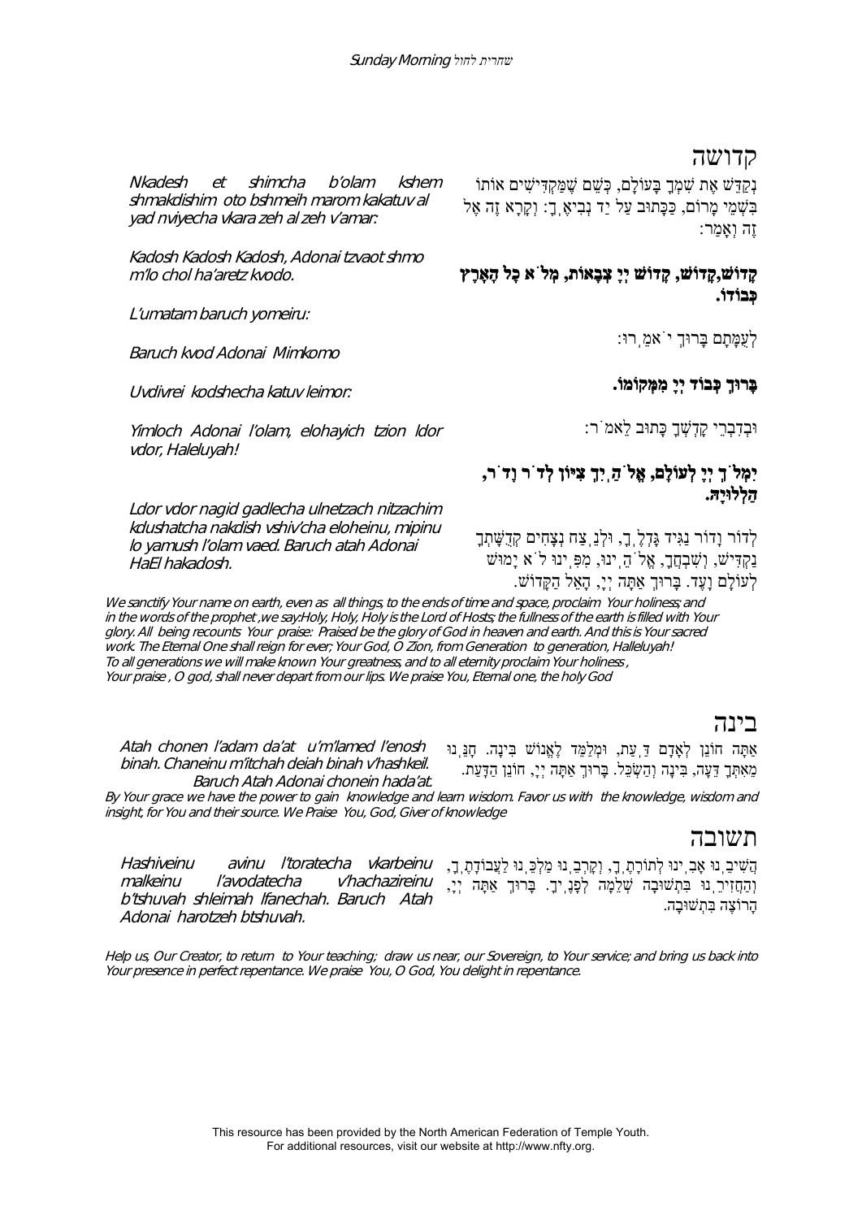# קדושה

נְקַדֵּשׁ אֶת שִׁמְךָ בָּעוֹלָם, כְּשֵׁם שֶׁמַּקְדִּישִׁים אוֹתוֹ בִּשְׁמֵי מָרוֹם, כַּכָּתוּב עַל יַד נְבִיאֶךָ: וְקָרָא זֶה אֶל זֶה וְאָמַר:

*Nkadesh et shimcha b'olam kshem shmakdishim oto bshmeih marom kakatuv al yad nviyecha vkara zeh al zeh v'amar:*

**קָדוֹשׁ, קָדוֹשׁ, קָדוֹשׁ יְיָ צְבָאוֹת, מְלֹא כָל הָאָרֶץ כְּבוֹדוֹ.**

*Kadosh Kadosh Kadosh, Adonai tzvaot shmo m'lo chol ha'aretz kvodo.*

לְעֻמָּתָם בָּרוּךְ יֹאמֵרוּ:

*L'umatam baruch yomeiru:*

**בָּרוּךְ כְּבוֹד יְיָ מִמְּקוֹמוֹ.**

*Baruch kvod Adonai Mimkomo*

וּבְדִבְרֵי קָדְשְׁךָ כָּתוּב לֵאמֹר:

*Uvdivrei kodshecha katuv leimor:*

**יִמְלֹךְ יְיָ לְעוֹלָם, אֱלֹהַיִךְ צִיּוֹן לְדֹר וָדֹר, הַלְלוּיָהּ.**

*Yimloch Adonai l'olam, elohayich tzion ldor vdor, Haleluyah!*

לְדוֹר וָדוֹר נַגִּיד גָּדְלֶךָ, וּלְנֵצַח נְצָחִים קְדֻשָּׁתְךָ נַקְדִּישׁ, וְשִׁבְחֲךָ, אֱלֹהֵינוּ, מִפִּינוּ לֹא יָמוּשׁ לְעוֹלָם וָעֶד. בָּרוּךְ אַתָּה יְיָ, הָאֵל הַקָּדוֹשׁ.

*Ldor vdor nagid gadlecha ulnetzach nitzachim kdushatcha nakdish vshiv'cha eloheinu, mipinu lo yamush l'olam vaed. Baruch atah Adonai HaEl hakadosh.*

*We sanctify Your name on earth, even as all things, to the ends of time and space, proclaim Your holiness; and in the words of the prophet ,we say:Holy, Holy, Holy is the Lord of Hosts; the fullness of the earth is filled with Your glory. All being recounts Your praise: Praised be the glory of God in heaven and earth. And this is Your sacred work. The Eternal One shall reign for ever; Your God, O Zion, from Generation to generation, Halleluyah! To all generations we will make known Your greatness, and to all eternity proclaim Your holiness , Your praise , O god, shall never depart from our lips. We praise You, Eternal one, the holy God*

# בינה

אַתָּה חוֹנֵן לְאָדָם דַּעַת, וּמְלַמֵּד לֶאֱנוֹשׁ בִּינָה. חָנֵּנוּ מֵאִתְּךָ דֵּעָה, בִּינָה וְהַשְׂכֵּל. בָּרוּךְ אַתָּה יְיָ, חוֹנֵן הַדָּעַת.

*Atah chonen l'adam da'at u'm'lamed l'enosh binah. Chaneinu m'itchah deiah binah v'hashkeil. Baruch Atah Adonai chonein hada'at.*

*By Your grace we have the power to gain knowledge and learn wisdom. Favor us with the knowledge, wisdom and insight, for You and their source. We Praise You, God, Giver of knowledge*

# תשובה

הֲשִׁיבֵנוּ אָבִינוּ לְתוֹרָתֶךָ, וְקָרְבֵנוּ מַלְכֵּנוּ לַעֲבוֹדָתֶךָ, וְהַחֲזִירֵנוּ בִּתְשׁוּבָה שְׁלֵמָה לְפָנֶיךָ. בָּרוּךְ אַתָּה יְיָ, הָרוֹצֶה בִּתְשׁוּבָה.

*Hashiveinu avinu l'toratecha vkarbeinu malkeinu l'avodatecha v'hachazireinu b'tshuvah shleimah lfanechah. Baruch Atah Adonai harotzeh btshuvah.*

*Help us, Our Creator, to return to Your teaching; draw us near, our Sovereign, to Your service; and bring us back into Your presence in perfect repentance. We praise You, O God, You delight in repentance.*

This resource has been provided by the North American Federation of Temple Youth.
For additional resources, visit our website at http://www.nfty.org.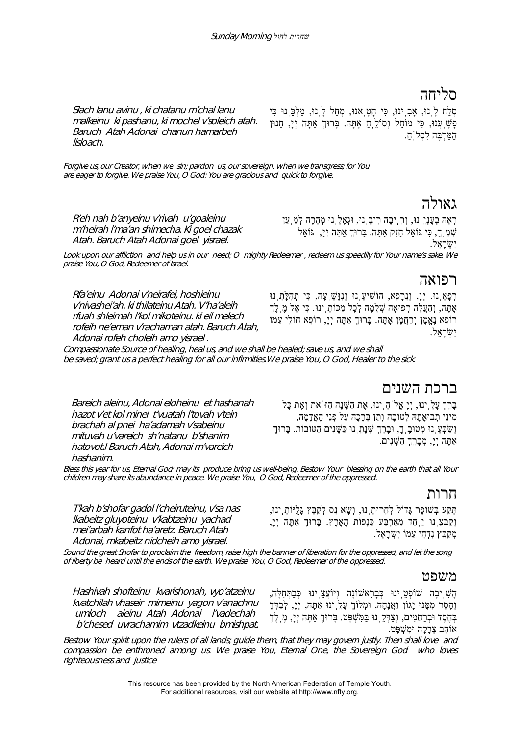## סליחה

סְלַח לָנוּ, אָבִינוּ, כִּי חָטָאנוּ, מְחַל לָנוּ, מַלְכֵּנוּ כִּי פָשָׁעְנוּ, כִּי מוֹחֵל וְסוֹלֵחַ אָתָּה. בָּרוּךְ אַתָּה יְיָ, חַנּוּן הַמַּרְבֶּה לִסְלֹחַ.

*Slach lanu avinu , ki chatanu m'chal lanu malkeinu ki pashanu, ki mochel v'soleich atah. Baruch Atah Adonai chanun hamarbeh lisloach.*

*Forgive us, our Creator, when we sin; pardon us, our sovereign. when we transgress; for You are eager to forgive. We praise You, O God: You are gracious and quick to forgive.*

## גאולה

רְאֵה בְעָנְיֵנוּ, וְרִיבָה רִיבֵנוּ, וּגְאָלֵנוּ מְהֵרָה לְמַעַן שְׁמֶךָ, כִּי גּוֹאֵל חָזָק אָתָּה. בָּרוּךְ אַתָּה יְיָ, גּוֹאֵל יִשְׂרָאֵל.

*R'eh nah b'anyeinu v'rivah u'goaleinu m'heirah l'ma'an shimecha. Ki goel chazak Atah. Baruch Atah Adonai goel yisrael.*

*Look upon our affliction and help us in our need; O mighty Redeemer , redeem us speedily for Your name's sake. We praise You, O God, Redeemer of Israel.*

## רפואה

רְפָאֵנוּ. יְיָ, וְנֵרָפֵא, הוֹשִׁיעֵנוּ וְנִוָּשֵׁעָה, כִּי תְהִלָּתֵנוּ אָתָּה, וְהַעֲלֵה רְפוּאָה שְׁלֵמָה לְכָל מַכּוֹתֵינוּ. כִּי אֵל מֶלֶךְ רוֹפֵא נֶאֱמָן וְרַחֲמָן אָתָּה. בָּרוּךְ אַתָּה יְיָ, רוֹפֵא חוֹלֵי עַמּוֹ יִשְׂרָאֵל.

*Rfa'einu Adonai v'neirafei, hoshieinu v'nivashei'ah. ki thilateinu Atah. V'ha'aleih rfuah shleimah l'kol mikoteinu. ki eil melech rofeih ne'eman v'rachaman atah. Baruch Atah, Adonai rofeh choleih amo yisrael .*

*Compassionate Source of healing, heal us, and we shall be healed; save us, and we shall be saved; grant us a perfect healing for all our infirmities.We praise You, O God, Healer to the sick.*

## ברכת השנים

בָּרֵךְ עָלֵינוּ, יְיָ אֱלֹהֵינוּ, אֶת הַשָּׁנָה הַזֹּאת וְאֶת כָּל מִינֵי תְבוּאָתָהּ לְטוֹבָה וְתֵן בְּרָכָה עַל פְּנֵי הָאֲדָמָה, וְשַׂבְּעֵנוּ מִטּוּבֶךָ, וּבָרֵךְ שְׁנָתֵנוּ כַּשָּׁנִים הַטּוֹבוֹת. בָּרוּךְ אַתָּה יְיָ, מְבָרֵךְ הַשָּׁנִים.

*Bareich aleinu, Adonai eloheinu et hashanah hazot v'et kol minei t'vuatah l'tovah v'tein brachah al pnei ha'adamah v'sabeinu mituvah u'vareich sh'natanu b'shanim hatovot.l Baruch Atah, Adonai m'vareich hashanim.*

*Bless this year for us, Eternal God: may its produce bring us well-being. Bestow Your blessing on the earth that all Your children may share its abundance in peace. We praise You, O God, Redeemer of the oppressed.*

## חרות

תְּקַע בְּשׁוֹפָר גָּדוֹל לְחֵרוּתֵנוּ, וְשָׂא נֵס לְקַבֵּץ גָּלֻיּוֹתֵינוּ, וְקַבְּצֵנוּ יַחַד מֵאַרְבַּע כַּנְפוֹת הָאָרֶץ. בָּרוּךְ אַתָּה יְיָ, מְקַבֵּץ נִדְחֵי עַמּוֹ יִשְׂרָאֵל.

*T'kah b'shofar gadol l'cheiruteinu, v'sa nas lkabeitz gluyoteinu v'kabtzeinu yachad mei'arbah kanfot ha'aretz. Baruch Atah Adonai, mkabeitz nidcheih amo yisrael.*

*Sound the great Shofar to proclaim the freedom, raise high the banner of liberation for the oppressed, and let the song of liberty be heard until the ends of the earth. We praise You, O God, Redeemer of the oppressed.*

## משפט

הָשִׁיבָה שׁוֹפְטֵינוּ כְּבָרִאשׁוֹנָה וְיוֹעֲצֵינוּ כְּבַתְּחִלָּה, וְהָסֵר מִמֶּנּוּ יָגוֹן וַאֲנָחָה, וּמְלוֹךְ עָלֵינוּ אַתָּה, יְיָ, לְבַדְּךָ בְּחֶסֶד וּבְרַחֲמִים, וְצַדְּקֵנוּ בַּמִּשְׁפָּט. בָּרוּךְ אַתָּה יְיָ, מֶלֶךְ אוֹהֵב צְדָקָה וּמִשְׁפָּט.

*Hashivah shofteinu kvarishonah, vyo'atzeinu kvatchilah vhaseir mimeinu yagon v'anachnu umloch aleinu Atah Adonai l'vadechah b'chesed uvrachamim vtzadkeinu bmishpat.*

*Bestow Your spirit upon the rulers of all lands; guide them, that they may govern justly. Then shall love and compassion be enthroned among us. We praise You, Eternal One, the Sovereign God who loves righteousness and justice*

This resource has been provided by the North American Federation of Temple Youth.
For additional resources, visit our website at http://www.nfty.org.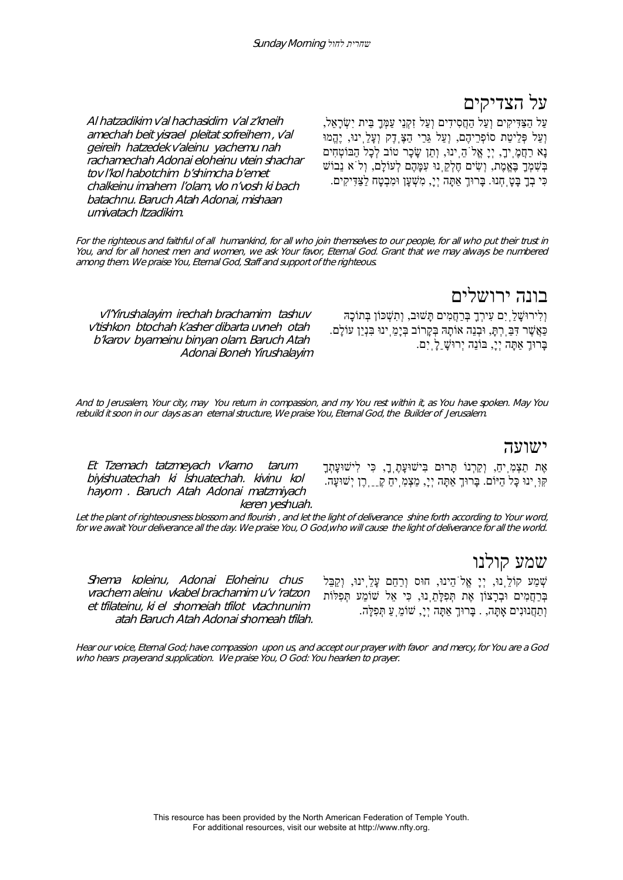## על הצדיקים

עַל הַצַּדִּיקִים וְעַל הַחֲסִידִים וְעַל זִקְנֵי עַמְּךָ בֵּית יִשְׂרָאֵל, וְעַל פְּלֵיטַת סוֹפְרֵיהֶם, וְעַל גֵּרֵי הַצֶּדֶק וְעָלֵינוּ, יֶהֱמוּ נָא רַחֲמֶיךָ, יְיָ אֱלֹהֵינוּ, וְתֵן שָׂכָר טוֹב לְכָל הַבּוֹטְחִים בְּשִׁמְךָ בֶּאֱמֶת, וְשִׂים חֶלְקֵנוּ עִמָּהֶם לְעוֹלָם, וְלֹא נֵבוֹשׁ כִּי בְךָ בָּטָחְנוּ. בָּרוּךְ אַתָּה יְיָ, מִשְׁעָן וּמִבְטָח לַצַּדִּיקִים.

*Al hatzadikim v'al hachasidim v'al z'kneih amechah beit yisrael pleitat sofreihem, v'al geireih hatzedek v'aleinu yachemu nah rachamechah Adonai eloheinu vtein shachar tov l'kol habotchim b'shimcha b'emet chalkeinu imahem l'olam, vlo n'vosh ki bach batachnu. Baruch Atah Adonai, mishaan umivatach ltzadikim.*

*For the righteous and faithful of all humankind, for all who join themselves to our people, for all who put their trust in You, and for all honest men and women, we ask Your favor, Eternal God. Grant that we may always be numbered among them. We praise You, Eternal God, Staff and support of the righteous.*

## בונה ירושלים

וְלִירוּשָׁלַיִם עִירְךָ בְּרַחֲמִים תָּשׁוּב, וְתִשְׁכּוֹן בְּתוֹכָהּ כַּאֲשֶׁר דִּבַּרְתָּ, וּבְנֵה אוֹתָהּ בְּקָרוֹב בְּיָמֵינוּ בִּנְיַן עוֹלָם. בָּרוּךְ אַתָּה יְיָ, בּוֹנֵה יְרוּשָׁלָיִם.

*v'l'Yirushalayim irechah brachamim tashuv v'tishkon btochah k'asher dibarta uvneh otah b'karov byameinu binyan olam. Baruch Atah Adonai Boneh Yirushalayim*

*And to Jerusalem, Your city, may You return in compassion, and my You rest within it, as You have spoken. May You rebuild it soon in our days as an eternal structure, We praise You, Eternal God, the Builder of Jerusalem.*

## ישועה

אֶת תַּצְמִיחַ, וְקַרְנוֹ תָּרוּם בִּישׁוּעָתֶךָ, כִּי לִישׁוּעָתְךָ קִוִּינוּ כָּל הַיּוֹם. בָּרוּךְ אַתָּה יְיָ, מַצְמִיחַ קֶרֶן יְשׁוּעָה.

*Et Tzemach tatzmeyach v'karno tarum biyishuatechah ki lshuatechah. kivinu kol hayom . Baruch Atah Adonai matzmiyach keren yeshuah.*

*Let the plant of righteousness blossom and flourish , and let the light of deliverance shine forth according to Your word, for we await Your deliverance all the day. We praise You, O God,who will cause the light of deliverance for all the world.*

## שמע קולנו

שְׁמַע קוֹלֵנוּ, יְיָ אֱלֹהֵינוּ, חוּס וְרַחֵם עָלֵינוּ, וְקַבֵּל בְּרַחֲמִים וּבְרָצוֹן אֶת תְּפִלָּתֵנוּ, כִּי אֵל שׁוֹמֵעַ תְּפִלּוֹת וְתַחֲנוּנִים אָתָּה, . בָּרוּךְ אַתָּה יְיָ, שׁוֹמֵעַ תְּפִלָּה.

*Shema koleinu, Adonai Eloheinu chus vrachem aleinu vkabel brachamim u'v 'ratzon et tfilateinu, ki el shomeiah tfilot vtachnunim atah Baruch Atah Adonai shomeah tfilah.*

*Hear our voice, Eternal God; have compassion upon us, and accept our prayer with favor and mercy, for You are a God who hears prayerand supplication. We praise You, O God: You hearken to prayer.*

This resource has been provided by the North American Federation of Temple Youth.
For additional resources, visit our website at http://www.nfty.org.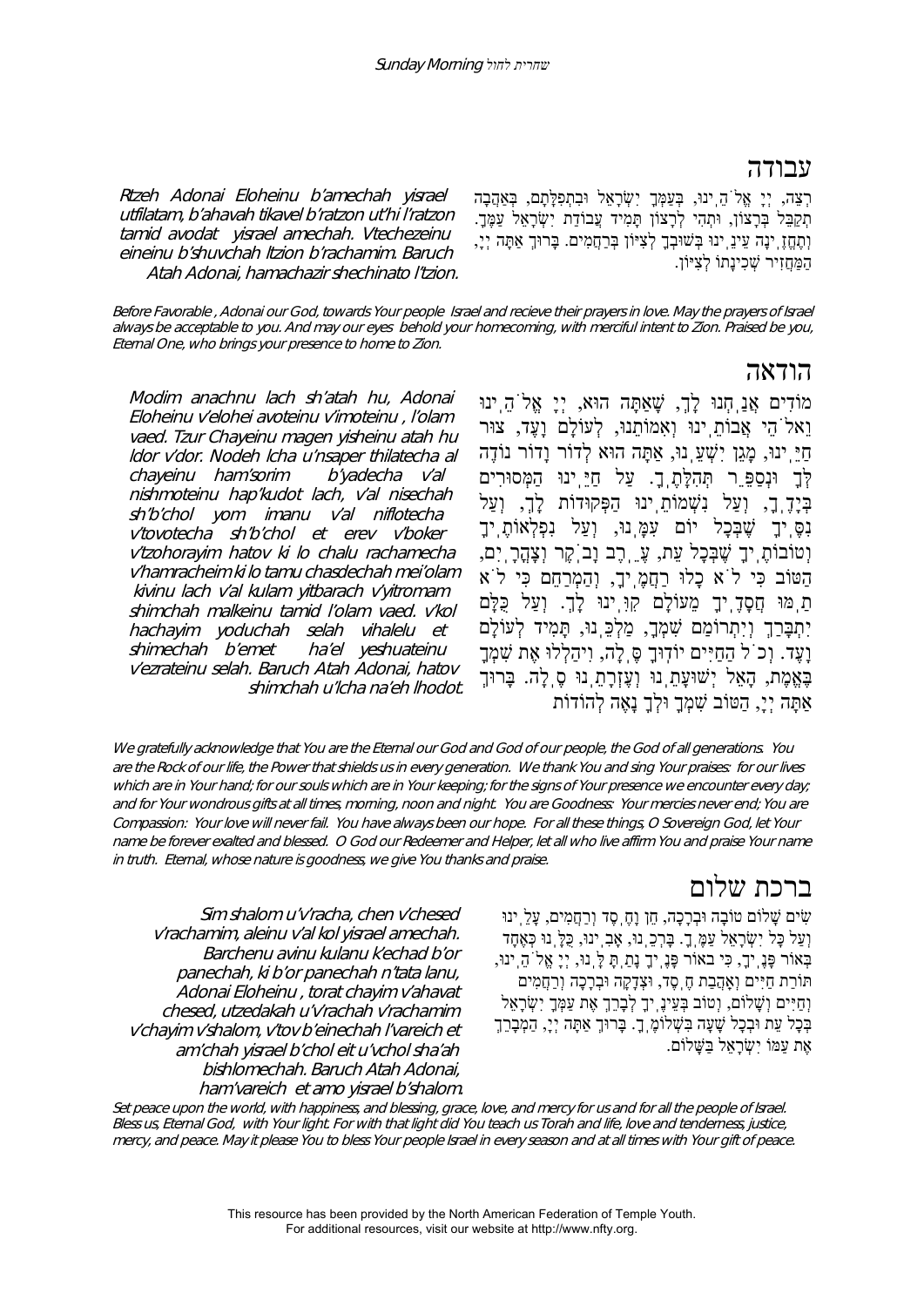## עבודה

רְצֵה, יְיָ אֱלֹהֵינוּ, בְּעַמְּךָ יִשְׂרָאֵל וּבִתְפִלָּתָם, בְּאַהֲבָה תְקַבֵּל בְּרָצוֹן, וּתְהִי לְרָצוֹן תָּמִיד עֲבוֹדַת יִשְׂרָאֵל עַמֶּךָ. וְתֶחֱזֶינָה עֵינֵינוּ בְּשׁוּבְךָ לְצִיּוֹן בְּרַחֲמִים. בָּרוּךְ אַתָּה יְיָ, הַמַּחֲזִיר שְׁכִינָתוֹ לְצִיּוֹן.

*Rtzeh Adonai Eloheinu b'amechah yisrael utfilatam, b'ahavah tikavel b'ratzon ut'hi l'ratzon tamid avodat yisrael amechah. Vtechezeinu eineinu b'shuvchah ltzion b'rachamim. Baruch Atah Adonai, hamachazir shechinato l'tzion.*

*Before Favorable , Adonai our God, towards Your people Israel and recieve their prayers in love. May the prayers of Israel always be acceptable to you. And may our eyes behold your homecoming, with merciful intent to Zion. Praised be you, Eternal One, who brings your presence to home to Zion.*

## הודאה

מוֹדִים אֲנַחְנוּ לָךְ, שָׁאַתָּה הוּא, יְיָ אֱלֹהֵינוּ וֵאלֹהֵי אֲבוֹתֵינוּ וְאִמוֹתֵנוּ, לְעוֹלָם וָעֶד, צוּר חַיֵּינוּ, מָגֵן יִשְׁעֵנוּ, אַתָּה הוּא לְדוֹר וָדוֹר נוֹדֶה לְּךָ וּנְסַפֵּר תְּהִלָּתֶךָ. עַל חַיֵּינוּ הַמְּסוּרִים בְּיָדֶךָ, וְעַל נִשְׁמוֹתֵינוּ הַפְּקוּדוֹת לָךְ, וְעַל נִסֶּיךָ שֶׁבְּכָל יוֹם עִמָּנוּ, וְעַל נִפְלְאוֹתֶיךָ וְטוֹבוֹתֶיךָ שֶׁבְּכָל עֵת, עֶרֶב וָבֹקֶר וְצָהֳרָיִם, הַטּוֹב כִּי לֹא כָלוּ רַחֲמֶיךָ, וְהַמְרַחֵם כִּי לֹא תַמּוּ חֲסָדֶיךָ מֵעוֹלָם קִוִּינוּ לָךְ. וְעַל כֻּלָּם יִתְבָּרַךְ וְיִתְרוֹמַם שִׁמְךָ, מַלְכֵּנוּ, תָּמִיד לְעוֹלָם וָעֶד. וְכֹל הַחַיִּים יוֹדוּךָ סֶּלָה, וִיהַלְלוּ אֶת שִׁמְךָ בֶּאֱמֶת, הָאֵל יְשׁוּעָתֵנוּ וְעֶזְרָתֵנוּ סֶלָה. בָּרוּךְ אַתָּה יְיָ, הַטּוֹב שִׁמְךָ וּלְךָ נָאֶה לְהוֹדוֹת

*Modim anachnu lach sh'atah hu, Adonai Eloheinu v'elohei avoteinu v'imoteinu , l'olam vaed. Tzur Chayeinu magen yisheinu atah hu ldor v'dor. Nodeh lcha u'nsaper thilatecha al chayeinu ham'sorim b'yadecha v'al nishmoteinu hap'kudot lach, v'al nisechah sh'b'chol yom imanu v'al niflotecha v'tovotecha sh'b'chol et erev v'boker v'tzohorayim hatov ki lo chalu rachamecha v'hamracheim ki lo tamu chasdechah mei'olam kivinu lach v'al kulam yitbarach v'yitromam shimchah malkeinu tamid l'olam vaed. v'kol hachayim yoduchah selah vihalelu et shimechah b'emet ha'el yeshuateinu v'ezrateinu selah. Baruch Atah Adonai, hatov shimchah u'lcha na'eh lhodot.*

*We gratefully acknowledge that You are the Eternal our God and God of our people, the God of all generations. You are the Rock of our life, the Power that shields us in every generation. We thank You and sing Your praises: for our lives which are in Your hand; for our souls which are in Your keeping; for the signs of Your presence we encounter every day; and for Your wondrous gifts at all times, morning, noon and night. You are Goodness: Your mercies never end; You are Compassion: Your love will never fail. You have always been our hope. For all these things, O Sovereign God, let Your name be forever exalted and blessed. O God our Redeemer and Helper, let all who live affirm You and praise Your name in truth. Eternal, whose nature is goodness, we give You thanks and praise.*

## ברכת שלום

שִׂים שָׁלוֹם טוֹבָה וּבְרָכָה, חֵן וָחֶסֶד וְרַחֲמִים, עָלֵינוּ וְעַל כָּל יִשְׂרָאֵל עַמֶּךָ. בָּרְכֵנוּ, אָבִינוּ, כֻּלָּנוּ כְּאֶחָד בְּאוֹר פָּנֶיךָ, כִּי בְאוֹר פָּנֶיךָ נָתַתָּ לָּנוּ, יְיָ אֱלֹהֵינוּ, תּוֹרַת חַיִּים וְאַהֲבַת חֶסֶד, וּצְדָקָה וּבְרָכָה וְרַחֲמִים וְחַיִּים וְשָׁלוֹם, וְטוֹב בְּעֵינֶיךָ לְבָרֵךְ אֶת עַמְּךָ יִשְׂרָאֵל בְּכָל עֵת וּבְכָל שָׁעָה בִּשְׁלוֹמֶךָ. בָּרוּךְ אַתָּה יְיָ, הַמְבָרֵךְ אֶת עַמּוֹ יִשְׂרָאֵל בַּשָּׁלוֹם.

*Sim shalom u'v'racha, chen v'chesed v'rachamim, aleinu v'al kol yisrael amechah. Barchenu avinu kulanu k'echad b'or panechah, ki b'or panechah n'tata lanu, Adonai Eloheinu , torat chayim v'ahavat chesed, utzedakah u'v'rachah v'rachamim v'chayim v'shalom, v'tov b'einechah l'vareich et am'chah yisrael b'chol eit u'vchol sha'ah bishlomechah. Baruch Atah Adonai, ham'vareich et amo yisrael b'shalom.*

*Set peace upon the world, with happiness, and blessing, grace, love, and mercy for us and for all the people of Israel. Bless us, Eternal God, with Your light. For with that light did You teach us Torah and life, love and tenderness, justice, mercy, and peace. May it please You to bless Your people Israel in every season and at all times with Your gift of peace.*

This resource has been provided by the North American Federation of Temple Youth.
For additional resources, visit our website at http://www.nfty.org.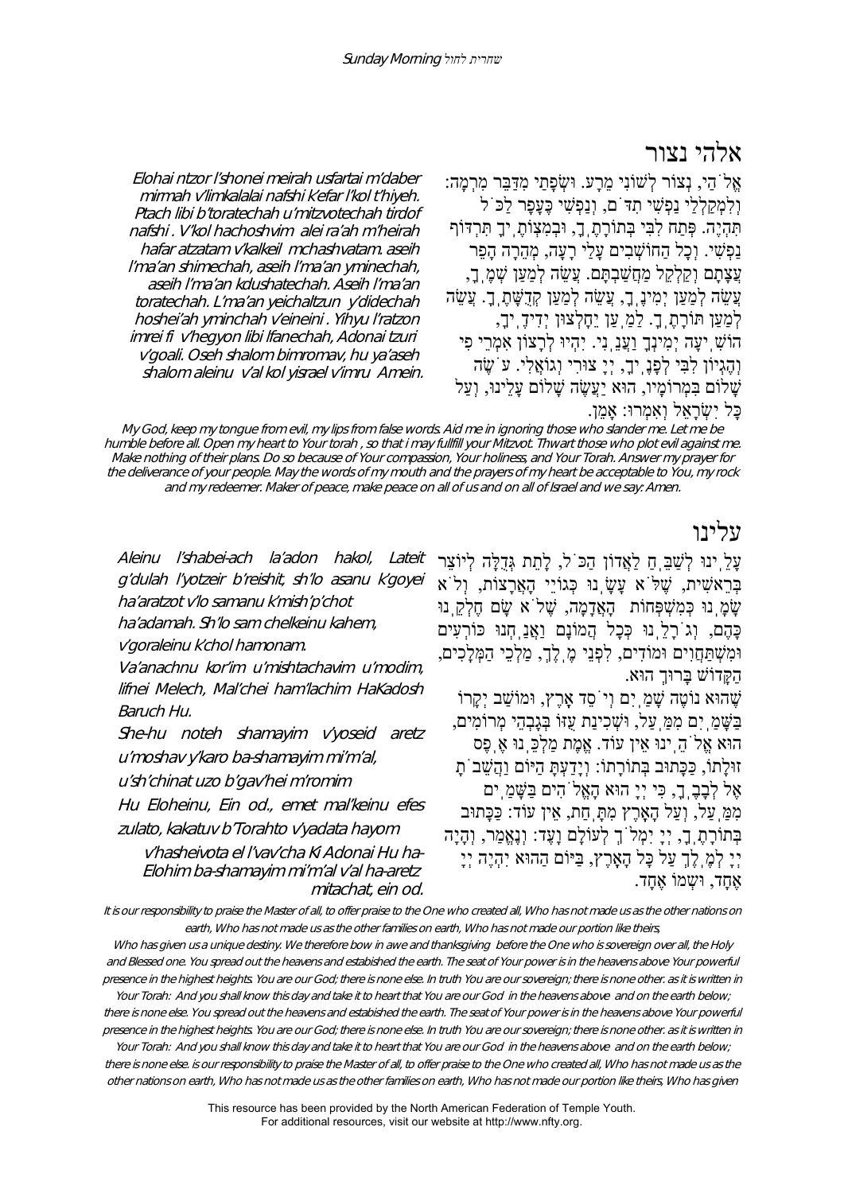## אלהי נצור

אֱלֹהַי, נְצוֹר לְשׁוֹנִי מֵרָע. וּשְׂפָתַי מִדַּבֵּר מִרְמָה: וְלִמְקַלְלַי נַפְשִׁי תִדֹּם, וְנַפְשִׁי כֶּעָפָר לַכֹּל תִּהְיֶה. פְּתַח לִבִּי בְּתוֹרָתֶךָ, וּבְמִצְוֹתֶיךָ תִּרְדּוֹף נַפְשִׁי. וְכָל הַחוֹשְׁבִים עָלַי רָעָה, מְהֵרָה הָפֵר עֲצָתָם וְקַלְקֵל מַחֲשַׁבְתָּם. עֲשֵׂה לְמַעַן שְׁמֶךָ, עֲשֵׂה לְמַעַן יְמִינֶךָ, עֲשֵׂה לְמַעַן קְדֻשָּׁתֶךָ. עֲשֵׂה לְמַעַן תּוֹרָתֶךָ. לְמַעַן יֵחָלְצוּן יְדִידֶיךָ, הוֹשִׁיעָה יְמִינְךָ וַעֲנֵנִי. יִהְיוּ לְרָצוֹן אִמְרֵי פִי וְהֶגְיוֹן לִבִּי לְפָנֶיךָ, יְיָ צוּרִי וְגוֹאֲלִי. עֹשֶׂה שָׁלוֹם בִּמְרוֹמָיו, הוּא יַעֲשֶׂה שָׁלוֹם עָלֵינוּ, וְעַל כָּל יִשְׂרָאֵל וְאִמְרוּ: אָמֵן.

*Elohai ntzor l'shonei meirah usfartai m'daber mirmah v'limkalalai nafshi k'efar l'kol t'hiyeh. Ptach libi b'toratechah u'mitzvotechah tirdof nafshi . V'kol hachoshvim alei ra'ah m'heirah hafar atzatam v'kalkeil mchashvatam. aseih l'ma'an shimechah, aseih l'ma'an yminechah, aseih l'ma'an kdushatechah. Aseih l'ma'an toratechah. L'ma'an yeichaltzun y'didechah hoshei'ah yminchah v'eineini . Yihyu l'ratzon imrei fi v'hegyon libi lfanechah, Adonai tzuri v'goali. Oseh shalom bimromav, hu ya'aseh shalom aleinu v'al kol yisrael v'imru Amein.*

*My God, keep my tongue from evil, my lips from false words. Aid me in ignoring those who slander me. Let me be humble before all. Open my heart to Your torah , so that i may fullfill your Mitzvot. Thwart those who plot evil against me. Make nothing of their plans. Do so because of Your compassion, Your holiness, and Your Torah. Answer my prayer for the deliverance of your people. May the words of my mouth and the prayers of my heart be acceptable to You, my rock and my redeemer. Maker of peace, make peace on all of us and on all of Israel and we say: Amen.*

## עלינו

עָלֵינוּ לְשַׁבֵּחַ לַאֲדוֹן הַכֹּל, לָתֵת גְּדֻלָּה לְיוֹצֵר בְּרֵאשִׁית, שֶׁלֹּא עָשָׂנוּ כְּגוֹיֵי הָאֲרָצוֹת, וְלֹא שָׂמָנוּ כְּמִשְׁפְּחוֹת הָאֲדָמָה, שֶׁלֹּא שָׂם חֶלְקֵנוּ כָּהֶם, וְגֹרָלֵנוּ כְּכָל הֲמוֹנָם וַאֲנַחְנוּ כּוֹרְעִים וּמִשְׁתַּחֲוִים וּמוֹדִים, לִפְנֵי מֶלֶךְ, מַלְכֵי הַמְּלָכִים, הַקָּדוֹשׁ בָּרוּךְ הוּא.

שֶׁהוּא נוֹטֶה שָׁמַיִם וְיֹסֵד אָרֶץ, וּמוֹשַׁב יְקָרוֹ בַּשָּׁמַיִם מִמַּעַל, וּשְׁכִינַת עֻזּוֹ בְּגָבְהֵי מְרוֹמִים, הוּא אֱלֹהֵינוּ אֵין עוֹד. אֱמֶת מַלְכֵּנוּ אֶפֶס זוּלָתוֹ, כַּכָּתוּב בְּתוֹרָתוֹ: וְיָדַעְתָּ הַיּוֹם וַהֲשֵׁבֹתָ אֶל לְבָבֶךָ, כִּי יְיָ הוּא הָאֱלֹהִים בַּשָּׁמַיִם מִמַּעַל, וְעַל הָאָרֶץ מִתָּחַת, אֵין עוֹד: כַּכָּתוּב בְּתוֹרָתֶךָ, יְיָ יִמְלֹךְ לְעוֹלָם וָעֶד: וְנֶאֱמַר, וְהָיָה יְיָ לְמֶלֶךְ עַל כָּל הָאָרֶץ, בַּיּוֹם הַהוּא יִהְיֶה יְיָ אֶחָד, וּשְׁמוֹ אֶחָד.

*Aleinu l'shabei-ach la'adon hakol, Lateit g'dulah l'yotzeir b'reishit, sh'lo asanu k'goyei ha'aratzot v'lo samanu k'mish'p'chot ha'adamah. Sh'lo sam chelkeinu kahem, v'goraleinu k'chol hamonam.*

*Va'anachnu kor'im u'mishtachavim u'modim, lifnei Melech, Mal'chei ham'lachim HaKadosh Baruch Hu.*

*She-hu noteh shamayim v'yoseid aretz u'moshav y'karo ba-shamayim mi'm'al, u'sh'chinat uzo b'gav'hei m'romim*

*Hu Eloheinu, Ein od., emet mal'keinu efes zulato, kakatuv b'Torahto v'yadata hayom v'hasheivota el l'vav'cha Ki Adonai Hu ha-Elohim ba-shamayim mi'm'al v'al ha-aretz mitachat, ein od.*

*It is our responsibility to praise the Master of all, to offer praise to the One who created all, Who has not made us as the other nations on earth, Who has not made us as the other families on earth, Who has not made our portion like theirs,*

*Who has given us a unique destiny. We therefore bow in awe and thanksgiving before the One who is sovereign over all, the Holy and Blessed one. You spread out the heavens and establied the earth. The seat of Your power is in the heavens above Your powerful presence in the highest heights. You are our God; there is none else. In truth You are our sovereign; there is none other. as it is written in Your Torah: And you shall know this day and take it to heart that You are our God in the heavens above and on the earth below; there is none else. You spread out the heavens and establied the earth. The seat of Your power is in the heavens above Your powerful presence in the highest heights. You are our God; there is none else. In truth You are our sovereign; there is none other. as it is written in Your Torah: And you shall know this day and take it to heart that You are our God in the heavens above and on the earth below; there is none else. is our responsibility to praise the Master of all, to offer praise to the One who created all, Who has not made us as the other nations on earth, Who has not made us as the other families on earth, Who has not made our portion like theirs, Who has given*

This resource has been provided by the North American Federation of Temple Youth.
For additional resources, visit our website at http://www.nfty.org.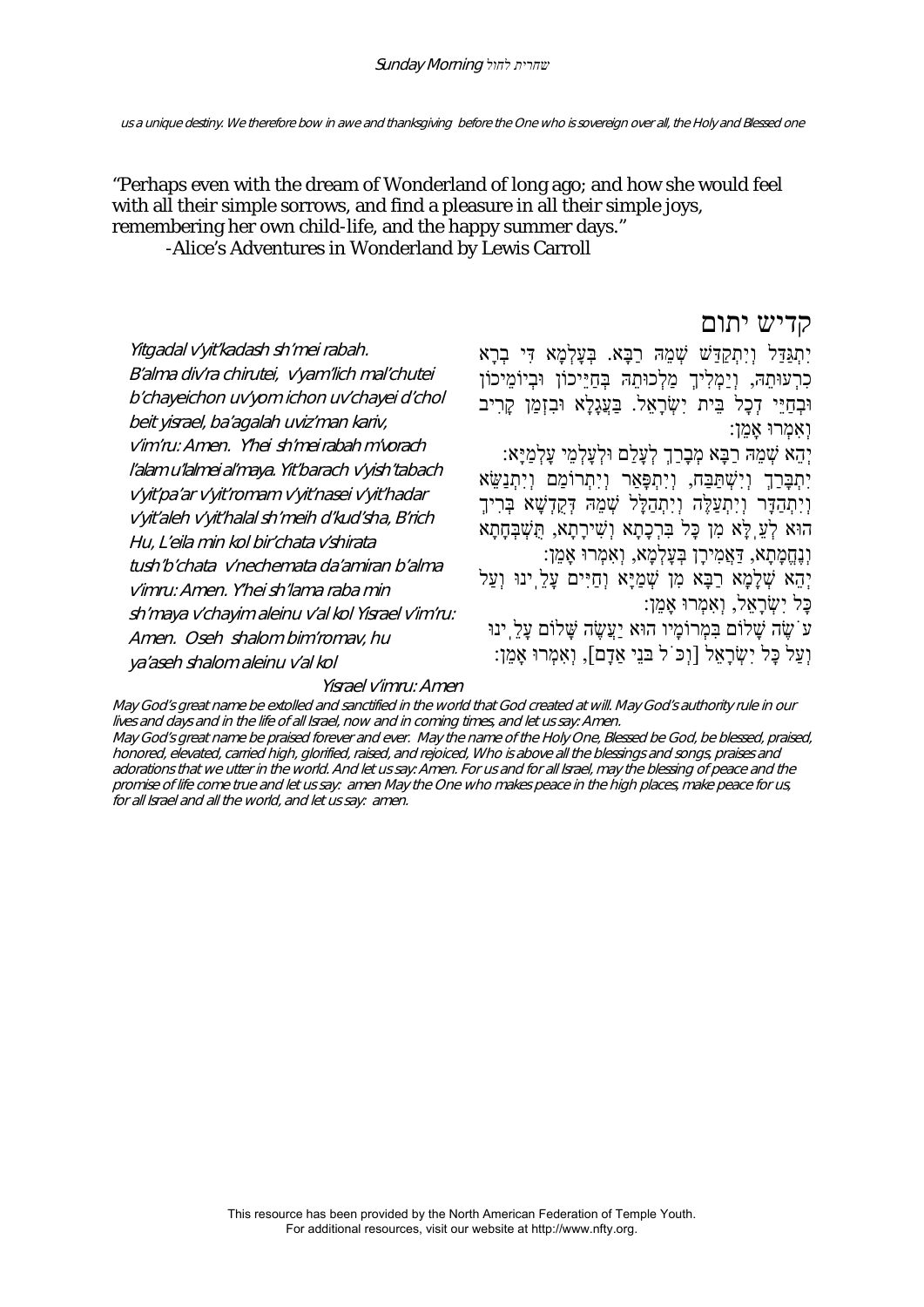*us a unique destiny. We therefore bow in awe and thanksgiving before the One who is sovereign over all, the Holy and Blessed one*

"Perhaps even with the dream of Wonderland of long ago; and how she would feel with all their simple sorrows, and find a pleasure in all their simple joys, remembering her own child-life, and the happy summer days."
-Alice's Adventures in Wonderland by Lewis Carroll

## קדיש יתום

יִתְגַּדַּל וְיִתְקַדַּשׁ שְׁמֵהּ רַבָּא. בְּעָלְמָא דִּי בְרָא כִרְעוּתֵהּ, וְיַמְלִיךְ מַלְכוּתֵהּ בְּחַיֵּיכוֹן וּבְיוֹמֵיכוֹן וּבְחַיֵּי דְכָל בֵּית יִשְׂרָאֵל. בַּעֲגָלָא וּבִזְמַן קָרִיב וְאִמְרוּ אָמֵן:

יְהֵא שְׁמֵהּ רַבָּא מְבָרַךְ לְעָלַם וּלְעָלְמֵי עָלְמַיָּא:

יִתְבָּרַךְ וְיִשְׁתַּבַּח, וְיִתְפָּאַר וְיִתְרוֹמַם וְיִתְנַשֵּׂא וְיִתְהַדָּר וְיִתְעַלֶּה וְיִתְהַלָּל שְׁמֵהּ דְּקֻדְשָׁא בְּרִיךְ הוּא לְעֵלָּא מִן כָּל בִּרְכָתָא וְשִׁירָתָא, תֻּשְׁבְּחָתָא וְנֶחֱמָתָא, דַּאֲמִירָן בְּעָלְמָא, וְאִמְרוּ אָמֵן:

יְהֵא שְׁלָמָא רַבָּא מִן שְׁמַיָּא וְחַיִּים עָלֵינוּ וְעַל כָּל יִשְׂרָאֵל, וְאִמְרוּ אָמֵן:

עֹשֶׂה שָׁלוֹם בִּמְרוֹמָיו הוּא יַעֲשֶׂה שָׁלוֹם עָלֵינוּ וְעַל כָּל יִשְׂרָאֵל [וְכֹל בְּנֵי אָדָם], וְאִמְרוּ אָמֵן:

*Yitgadal v'yit'kadash sh'mei rabah. B'alma div'ra chirutei, v'yam'lich mal'chutei b'chayeichon uv'yom ichon uv'chayei d'chol beit yisrael, ba'agalah uviz'man kariv, v'im'ru: Amen. Y'hei sh'mei rabah m'vorach l'alam u'almei al'maya. Yit'barach v'yish'tabach v'yit'pa'ar v'yit'romam v'yit'nasei v'yit'hadar v'yit'aleh v'yit'halal sh'meih d'kud'sha, B'rich Hu, L'eila min kol bir'chata v'shirata tush'b'chata v'nechemata da'amiran b'alma v'imru: Amen. Y'hei sh'lama raba min sh'maya v'chayim aleinu v'al kol Yisrael v'im'ru: Amen. Oseh shalom bim'romav, hu ya'aseh shalom aleinu v'al kol Yisrael v'imru: Amen*

*May God's great name be extolled and sanctified in the world that God created at will. May God's authority rule in our lives and days and in the life of all Israel, now and in coming times, and let us say: Amen.*
*May God's great name be praised forever and ever. May the name of the Holy One, Blessed be God, be blessed, praised, honored, elevated, carried high, glorified, raised, and rejoiced, Who is above all the blessings and songs, praises and adorations that we utter in the world. And let us say: Amen. For us and for all Israel, may the blessing of peace and the promise of life come true and let us say: amen May the One who makes peace in the high places, make peace for us, for all Israel and all the world, and let us say: amen.*

This resource has been provided by the North American Federation of Temple Youth.
For additional resources, visit our website at http://www.nfty.org.